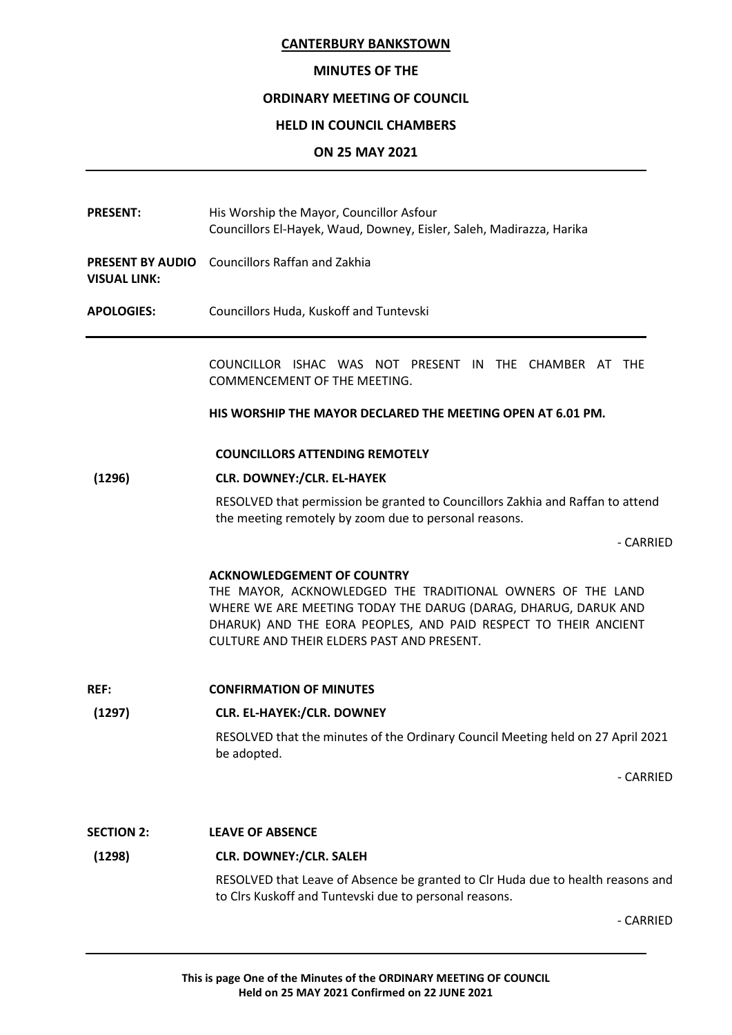**CANTERBURY BANKSTOWN**

**MINUTES OF THE**

**ORDINARY MEETING OF COUNCIL**

**HELD IN COUNCIL CHAMBERS**

**ON 25 MAY 2021**

---

**PRESENT:** His Worship the Mayor, Councillor Asfour
Councillors El-Hayek, Waud, Downey, Eisler, Saleh, Madirazza, Harika

**PRESENT BY AUDIO VISUAL LINK:** Councillors Raffan and Zakhia

**APOLOGIES:** Councillors Huda, Kuskoff and Tuntevski

---

COUNCILLOR ISHAC WAS NOT PRESENT IN THE CHAMBER AT THE COMMENCEMENT OF THE MEETING.

**HIS WORSHIP THE MAYOR DECLARED THE MEETING OPEN AT 6.01 PM.**

**COUNCILLORS ATTENDING REMOTELY**

**(1296) CLR. DOWNEY:/CLR. EL-HAYEK**

RESOLVED that permission be granted to Councillors Zakhia and Raffan to attend the meeting remotely by zoom due to personal reasons.

\- CARRIED

**ACKNOWLEDGEMENT OF COUNTRY**

THE MAYOR, ACKNOWLEDGED THE TRADITIONAL OWNERS OF THE LAND WHERE WE ARE MEETING TODAY THE DARUG (DARAG, DHARUG, DARUK AND DHARUK) AND THE EORA PEOPLES, AND PAID RESPECT TO THEIR ANCIENT CULTURE AND THEIR ELDERS PAST AND PRESENT.

**REF: CONFIRMATION OF MINUTES**

**(1297) CLR. EL-HAYEK:/CLR. DOWNEY**

RESOLVED that the minutes of the Ordinary Council Meeting held on 27 April 2021 be adopted.

\- CARRIED

**SECTION 2: LEAVE OF ABSENCE**

**(1298) CLR. DOWNEY:/CLR. SALEH**

RESOLVED that Leave of Absence be granted to Clr Huda due to health reasons and to Clrs Kuskoff and Tuntevski due to personal reasons.

\- CARRIED

---

**This is page One of the Minutes of the ORDINARY MEETING OF COUNCIL Held on 25 MAY 2021 Confirmed on 22 JUNE 2021**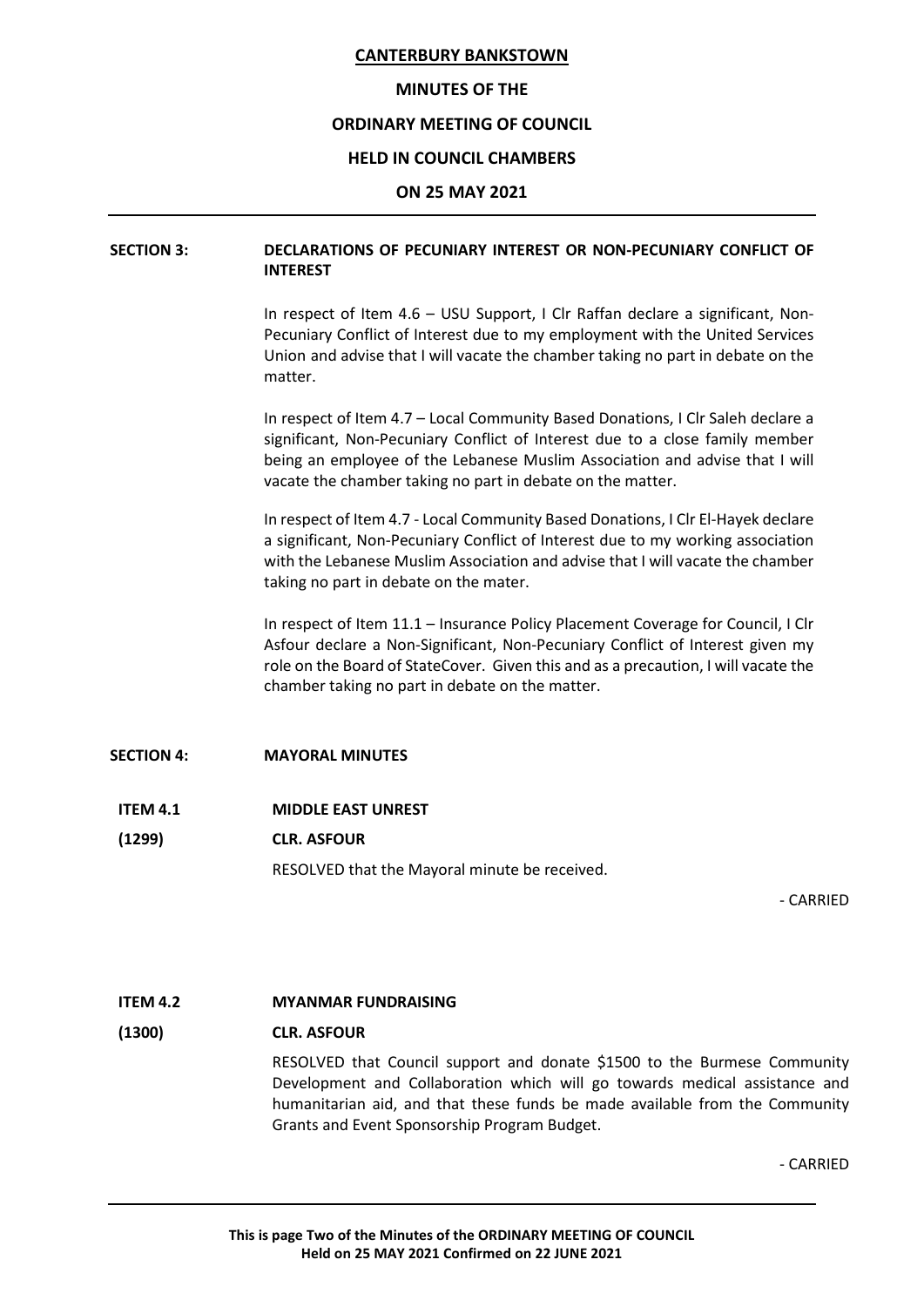**CANTERBURY BANKSTOWN**

**MINUTES OF THE**

**ORDINARY MEETING OF COUNCIL**

**HELD IN COUNCIL CHAMBERS**

**ON 25 MAY 2021**

---

## SECTION 3: DECLARATIONS OF PECUNIARY INTEREST OR NON-PECUNIARY CONFLICT OF INTEREST

In respect of Item 4.6 – USU Support, I Clr Raffan declare a significant, Non-Pecuniary Conflict of Interest due to my employment with the United Services Union and advise that I will vacate the chamber taking no part in debate on the matter.

In respect of Item 4.7 – Local Community Based Donations, I Clr Saleh declare a significant, Non-Pecuniary Conflict of Interest due to a close family member being an employee of the Lebanese Muslim Association and advise that I will vacate the chamber taking no part in debate on the matter.

In respect of Item 4.7 - Local Community Based Donations, I Clr El-Hayek declare a significant, Non-Pecuniary Conflict of Interest due to my working association with the Lebanese Muslim Association and advise that I will vacate the chamber taking no part in debate on the mater.

In respect of Item 11.1 – Insurance Policy Placement Coverage for Council, I Clr Asfour declare a Non-Significant, Non-Pecuniary Conflict of Interest given my role on the Board of StateCover. Given this and as a precaution, I will vacate the chamber taking no part in debate on the matter.

## SECTION 4: MAYORAL MINUTES

### ITEM 4.1 MIDDLE EAST UNREST

**(1299) CLR. ASFOUR**

RESOLVED that the Mayoral minute be received.

\- CARRIED

### ITEM 4.2 MYANMAR FUNDRAISING

**(1300) CLR. ASFOUR**

RESOLVED that Council support and donate $1500 to the Burmese Community Development and Collaboration which will go towards medical assistance and humanitarian aid, and that these funds be made available from the Community Grants and Event Sponsorship Program Budget.

\- CARRIED

---

**This is page Two of the Minutes of the ORDINARY MEETING OF COUNCIL Held on 25 MAY 2021 Confirmed on 22 JUNE 2021**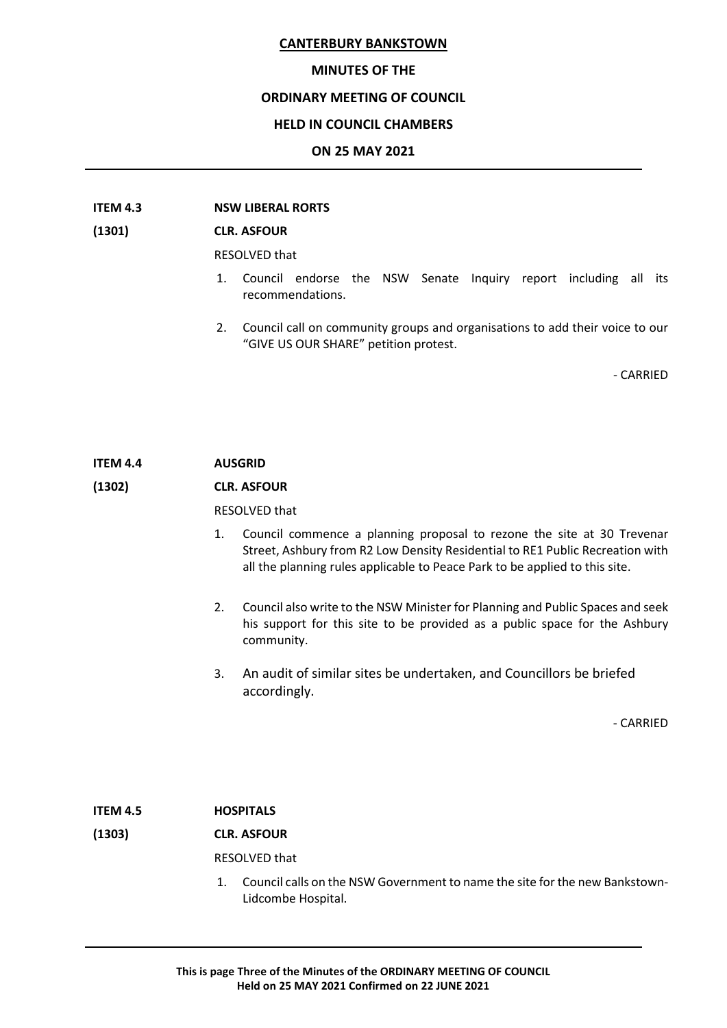**ITEM 4.3 NSW LIBERAL RORTS**

**(1301) CLR. ASFOUR**

RESOLVED that

1. Council endorse the NSW Senate Inquiry report including all its recommendations.
2. Council call on community groups and organisations to add their voice to our "GIVE US OUR SHARE" petition protest.

- CARRIED

**ITEM 4.4 AUSGRID**

**(1302) CLR. ASFOUR**

RESOLVED that

1. Council commence a planning proposal to rezone the site at 30 Trevenar Street, Ashbury from R2 Low Density Residential to RE1 Public Recreation with all the planning rules applicable to Peace Park to be applied to this site.
2. Council also write to the NSW Minister for Planning and Public Spaces and seek his support for this site to be provided as a public space for the Ashbury community.
3. An audit of similar sites be undertaken, and Councillors be briefed accordingly.

- CARRIED

**ITEM 4.5 HOSPITALS**

**(1303) CLR. ASFOUR**

RESOLVED that

1. Council calls on the NSW Government to name the site for the new Bankstown-Lidcombe Hospital.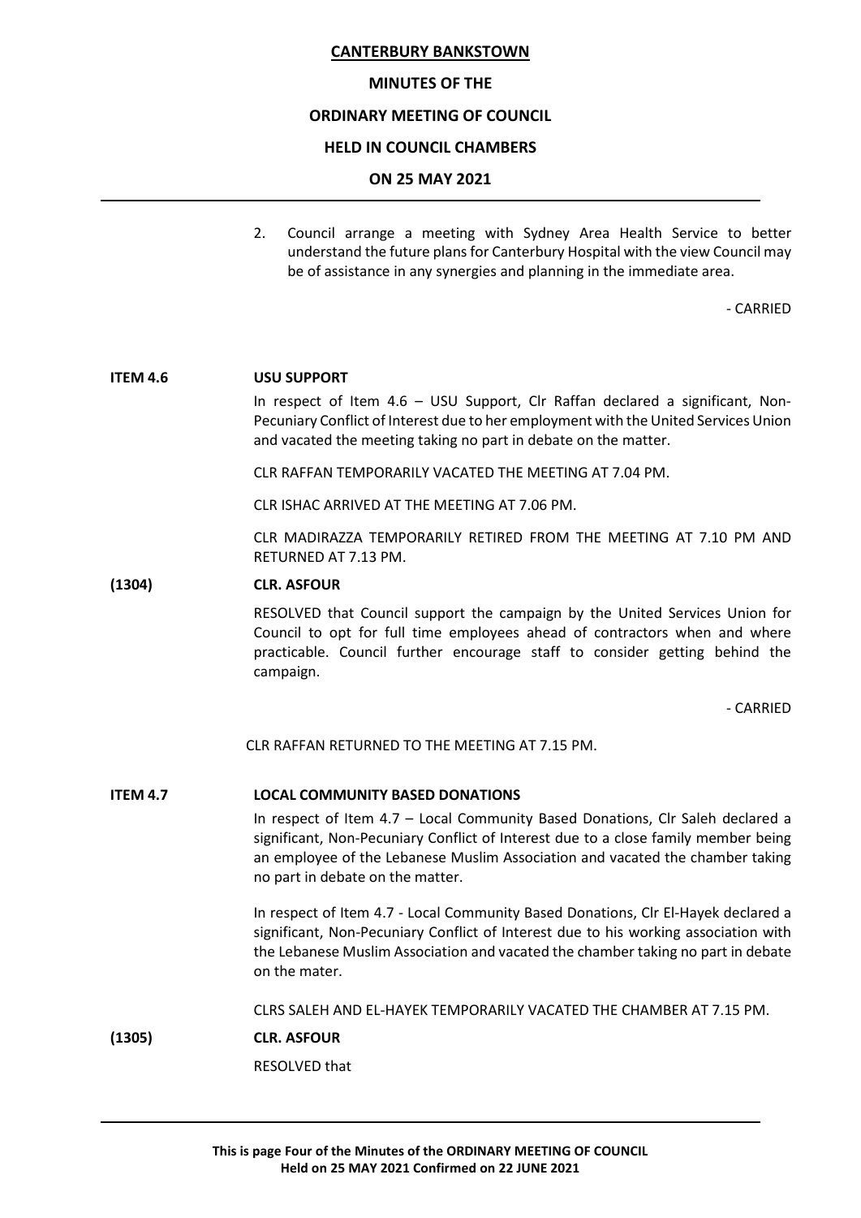2. Council arrange a meeting with Sydney Area Health Service to better understand the future plans for Canterbury Hospital with the view Council may be of assistance in any synergies and planning in the immediate area.

- CARRIED

**ITEM 4.6 USU SUPPORT**

In respect of Item 4.6 – USU Support, Clr Raffan declared a significant, Non-Pecuniary Conflict of Interest due to her employment with the United Services Union and vacated the meeting taking no part in debate on the matter.

CLR RAFFAN TEMPORARILY VACATED THE MEETING AT 7.04 PM.

CLR ISHAC ARRIVED AT THE MEETING AT 7.06 PM.

CLR MADIRAZZA TEMPORARILY RETIRED FROM THE MEETING AT 7.10 PM AND RETURNED AT 7.13 PM.

**(1304) CLR. ASFOUR**

RESOLVED that Council support the campaign by the United Services Union for Council to opt for full time employees ahead of contractors when and where practicable. Council further encourage staff to consider getting behind the campaign.

- CARRIED

CLR RAFFAN RETURNED TO THE MEETING AT 7.15 PM.

**ITEM 4.7 LOCAL COMMUNITY BASED DONATIONS**

In respect of Item 4.7 – Local Community Based Donations, Clr Saleh declared a significant, Non-Pecuniary Conflict of Interest due to a close family member being an employee of the Lebanese Muslim Association and vacated the chamber taking no part in debate on the matter.

In respect of Item 4.7 - Local Community Based Donations, Clr El-Hayek declared a significant, Non-Pecuniary Conflict of Interest due to his working association with the Lebanese Muslim Association and vacated the chamber taking no part in debate on the mater.

CLRS SALEH AND EL-HAYEK TEMPORARILY VACATED THE CHAMBER AT 7.15 PM.

**(1305) CLR. ASFOUR**

RESOLVED that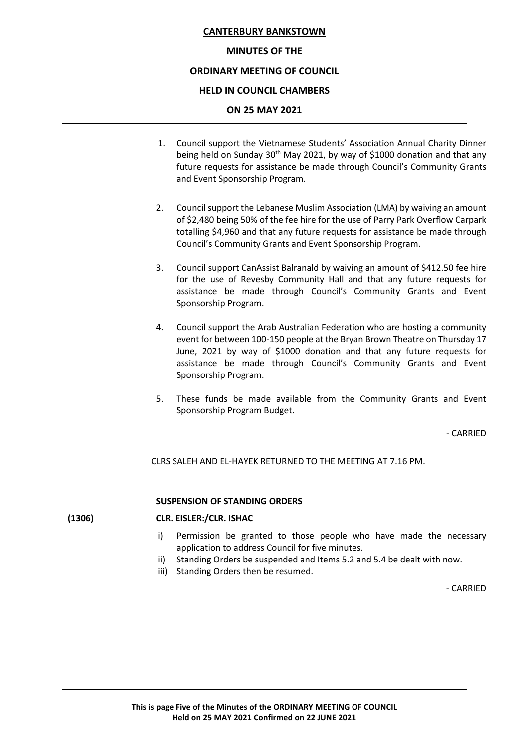1. Council support the Vietnamese Students' Association Annual Charity Dinner being held on Sunday 30th May 2021, by way of $1000 donation and that any future requests for assistance be made through Council's Community Grants and Event Sponsorship Program.

2. Council support the Lebanese Muslim Association (LMA) by waiving an amount of $2,480 being 50% of the fee hire for the use of Parry Park Overflow Carpark totalling $4,960 and that any future requests for assistance be made through Council's Community Grants and Event Sponsorship Program.

3. Council support CanAssist Balranald by waiving an amount of $412.50 fee hire for the use of Revesby Community Hall and that any future requests for assistance be made through Council's Community Grants and Event Sponsorship Program.

4. Council support the Arab Australian Federation who are hosting a community event for between 100-150 people at the Bryan Brown Theatre on Thursday 17 June, 2021 by way of $1000 donation and that any future requests for assistance be made through Council's Community Grants and Event Sponsorship Program.

5. These funds be made available from the Community Grants and Event Sponsorship Program Budget.

\- CARRIED

CLRS SALEH AND EL-HAYEK RETURNED TO THE MEETING AT 7.16 PM.

**SUSPENSION OF STANDING ORDERS**

**(1306)** **CLR. EISLER:/CLR. ISHAC**

i) Permission be granted to those people who have made the necessary application to address Council for five minutes.
ii) Standing Orders be suspended and Items 5.2 and 5.4 be dealt with now.
iii) Standing Orders then be resumed.

\- CARRIED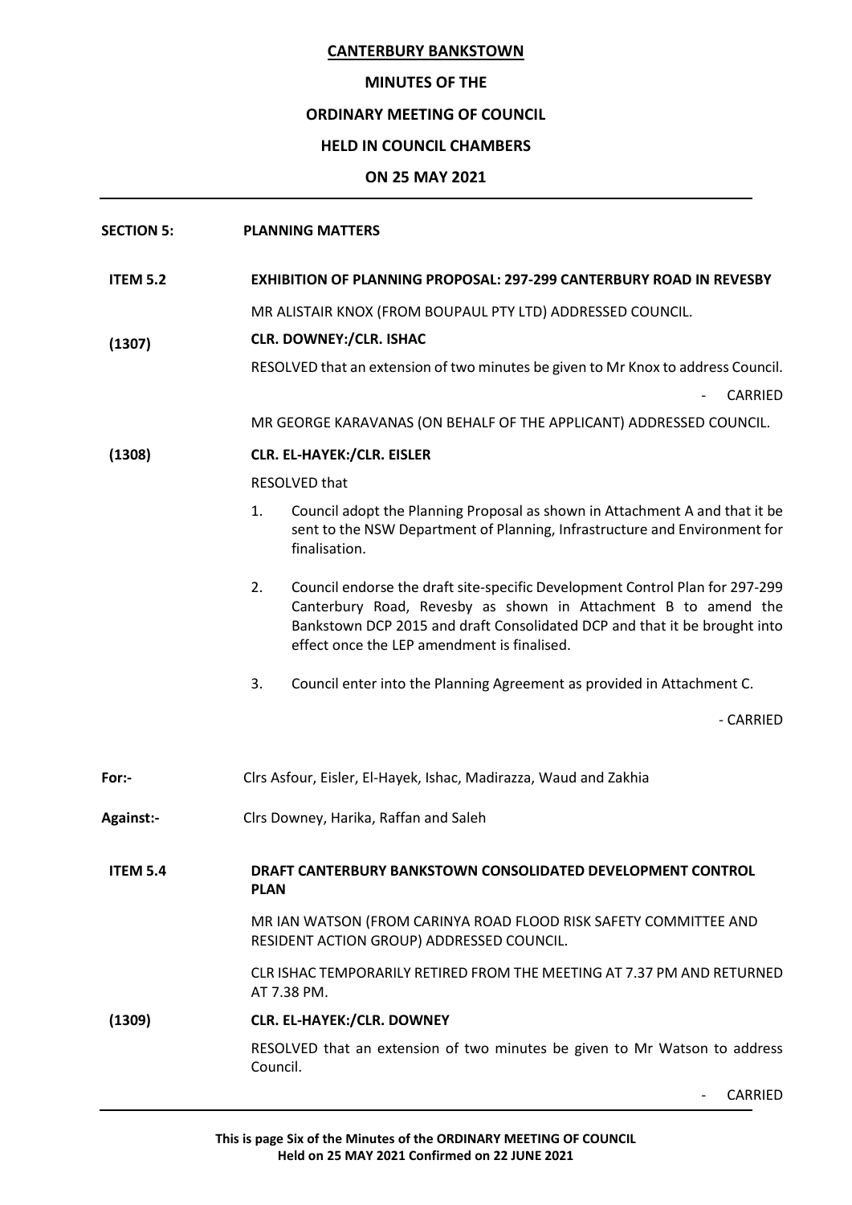**CANTERBURY BANKSTOWN**

**MINUTES OF THE**

**ORDINARY MEETING OF COUNCIL**

**HELD IN COUNCIL CHAMBERS**

**ON 25 MAY 2021**

**SECTION 5: PLANNING MATTERS**

**ITEM 5.2 EXHIBITION OF PLANNING PROPOSAL: 297-299 CANTERBURY ROAD IN REVESBY**

MR ALISTAIR KNOX (FROM BOUPAUL PTY LTD) ADDRESSED COUNCIL.

**(1307) CLR. DOWNEY:/CLR. ISHAC**

RESOLVED that an extension of two minutes be given to Mr Knox to address Council.

- CARRIED

MR GEORGE KARAVANAS (ON BEHALF OF THE APPLICANT) ADDRESSED COUNCIL.

**(1308) CLR. EL-HAYEK:/CLR. EISLER**

RESOLVED that

1. Council adopt the Planning Proposal as shown in Attachment A and that it be sent to the NSW Department of Planning, Infrastructure and Environment for finalisation.
2. Council endorse the draft site-specific Development Control Plan for 297-299 Canterbury Road, Revesby as shown in Attachment B to amend the Bankstown DCP 2015 and draft Consolidated DCP and that it be brought into effect once the LEP amendment is finalised.
3. Council enter into the Planning Agreement as provided in Attachment C.

- CARRIED

**For:-** Clrs Asfour, Eisler, El-Hayek, Ishac, Madirazza, Waud and Zakhia

**Against:-** Clrs Downey, Harika, Raffan and Saleh

**ITEM 5.4 DRAFT CANTERBURY BANKSTOWN CONSOLIDATED DEVELOPMENT CONTROL PLAN**

MR IAN WATSON (FROM CARINYA ROAD FLOOD RISK SAFETY COMMITTEE AND RESIDENT ACTION GROUP) ADDRESSED COUNCIL.

CLR ISHAC TEMPORARILY RETIRED FROM THE MEETING AT 7.37 PM AND RETURNED AT 7.38 PM.

**(1309) CLR. EL-HAYEK:/CLR. DOWNEY**

RESOLVED that an extension of two minutes be given to Mr Watson to address Council.

- CARRIED

**This is page Six of the Minutes of the ORDINARY MEETING OF COUNCIL Held on 25 MAY 2021 Confirmed on 22 JUNE 2021**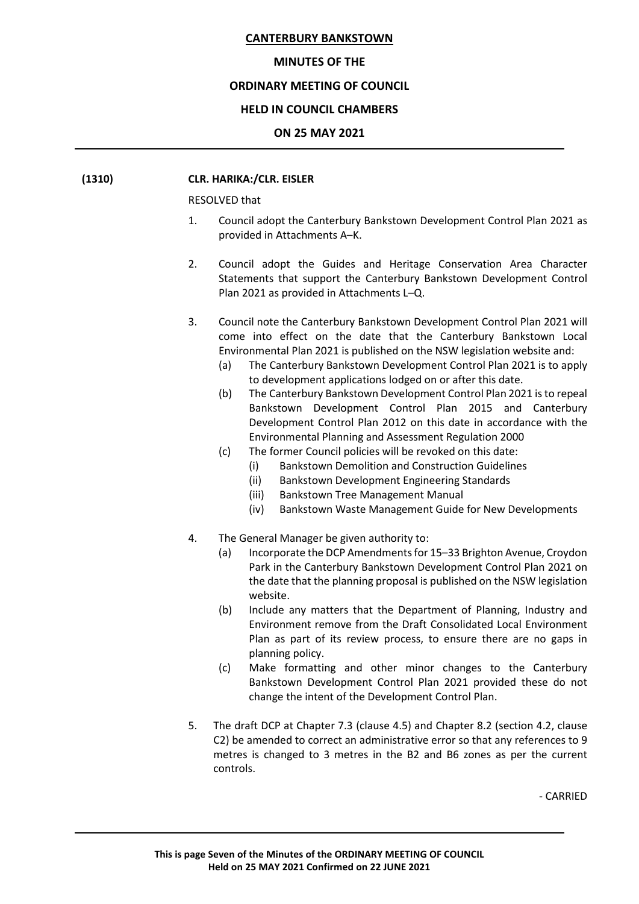**CANTERBURY BANKSTOWN**

**MINUTES OF THE**

**ORDINARY MEETING OF COUNCIL**

**HELD IN COUNCIL CHAMBERS**

**ON 25 MAY 2021**

---

**(1310) CLR. HARIKA:/CLR. EISLER**

RESOLVED that

1. Council adopt the Canterbury Bankstown Development Control Plan 2021 as provided in Attachments A–K.

2. Council adopt the Guides and Heritage Conservation Area Character Statements that support the Canterbury Bankstown Development Control Plan 2021 as provided in Attachments L–Q.

3. Council note the Canterbury Bankstown Development Control Plan 2021 will come into effect on the date that the Canterbury Bankstown Local Environmental Plan 2021 is published on the NSW legislation website and:
   - (a) The Canterbury Bankstown Development Control Plan 2021 is to apply to development applications lodged on or after this date.
   - (b) The Canterbury Bankstown Development Control Plan 2021 is to repeal Bankstown Development Control Plan 2015 and Canterbury Development Control Plan 2012 on this date in accordance with the Environmental Planning and Assessment Regulation 2000
   - (c) The former Council policies will be revoked on this date:
     - (i) Bankstown Demolition and Construction Guidelines
     - (ii) Bankstown Development Engineering Standards
     - (iii) Bankstown Tree Management Manual
     - (iv) Bankstown Waste Management Guide for New Developments

4. The General Manager be given authority to:
   - (a) Incorporate the DCP Amendments for 15–33 Brighton Avenue, Croydon Park in the Canterbury Bankstown Development Control Plan 2021 on the date that the planning proposal is published on the NSW legislation website.
   - (b) Include any matters that the Department of Planning, Industry and Environment remove from the Draft Consolidated Local Environment Plan as part of its review process, to ensure there are no gaps in planning policy.
   - (c) Make formatting and other minor changes to the Canterbury Bankstown Development Control Plan 2021 provided these do not change the intent of the Development Control Plan.

5. The draft DCP at Chapter 7.3 (clause 4.5) and Chapter 8.2 (section 4.2, clause C2) be amended to correct an administrative error so that any references to 9 metres is changed to 3 metres in the B2 and B6 zones as per the current controls.

- CARRIED

---

**This is page Seven of the Minutes of the ORDINARY MEETING OF COUNCIL Held on 25 MAY 2021 Confirmed on 22 JUNE 2021**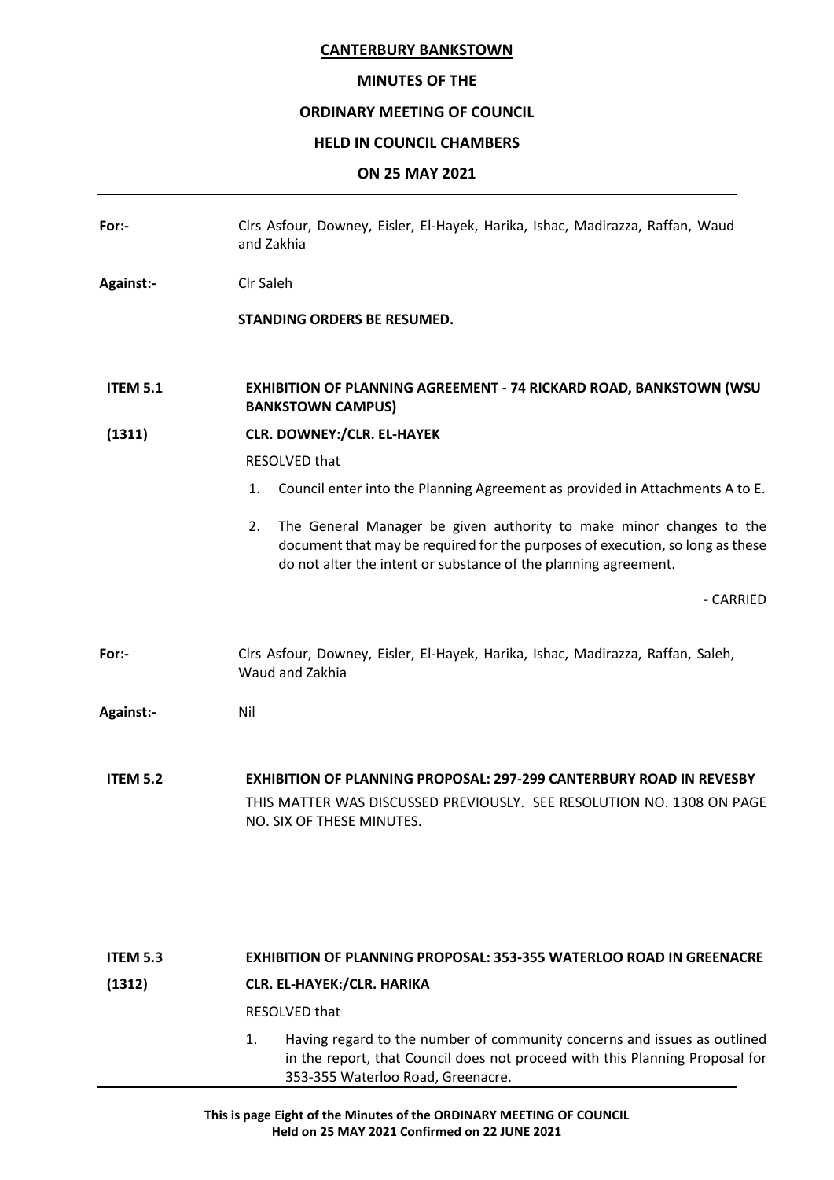**For:-** Clrs Asfour, Downey, Eisler, El-Hayek, Harika, Ishac, Madirazza, Raffan, Waud and Zakhia

**Against:-** Clr Saleh

**STANDING ORDERS BE RESUMED.**

**ITEM 5.1 EXHIBITION OF PLANNING AGREEMENT - 74 RICKARD ROAD, BANKSTOWN (WSU BANKSTOWN CAMPUS)**

**(1311) CLR. DOWNEY:/CLR. EL-HAYEK**

RESOLVED that

1. Council enter into the Planning Agreement as provided in Attachments A to E.
2. The General Manager be given authority to make minor changes to the document that may be required for the purposes of execution, so long as these do not alter the intent or substance of the planning agreement.

\- CARRIED

**For:-** Clrs Asfour, Downey, Eisler, El-Hayek, Harika, Ishac, Madirazza, Raffan, Saleh, Waud and Zakhia

**Against:-** Nil

**ITEM 5.2 EXHIBITION OF PLANNING PROPOSAL: 297-299 CANTERBURY ROAD IN REVESBY**

THIS MATTER WAS DISCUSSED PREVIOUSLY. SEE RESOLUTION NO. 1308 ON PAGE NO. SIX OF THESE MINUTES.

**ITEM 5.3 EXHIBITION OF PLANNING PROPOSAL: 353-355 WATERLOO ROAD IN GREENACRE**

**(1312) CLR. EL-HAYEK:/CLR. HARIKA**

RESOLVED that

1. Having regard to the number of community concerns and issues as outlined in the report, that Council does not proceed with this Planning Proposal for 353-355 Waterloo Road, Greenacre.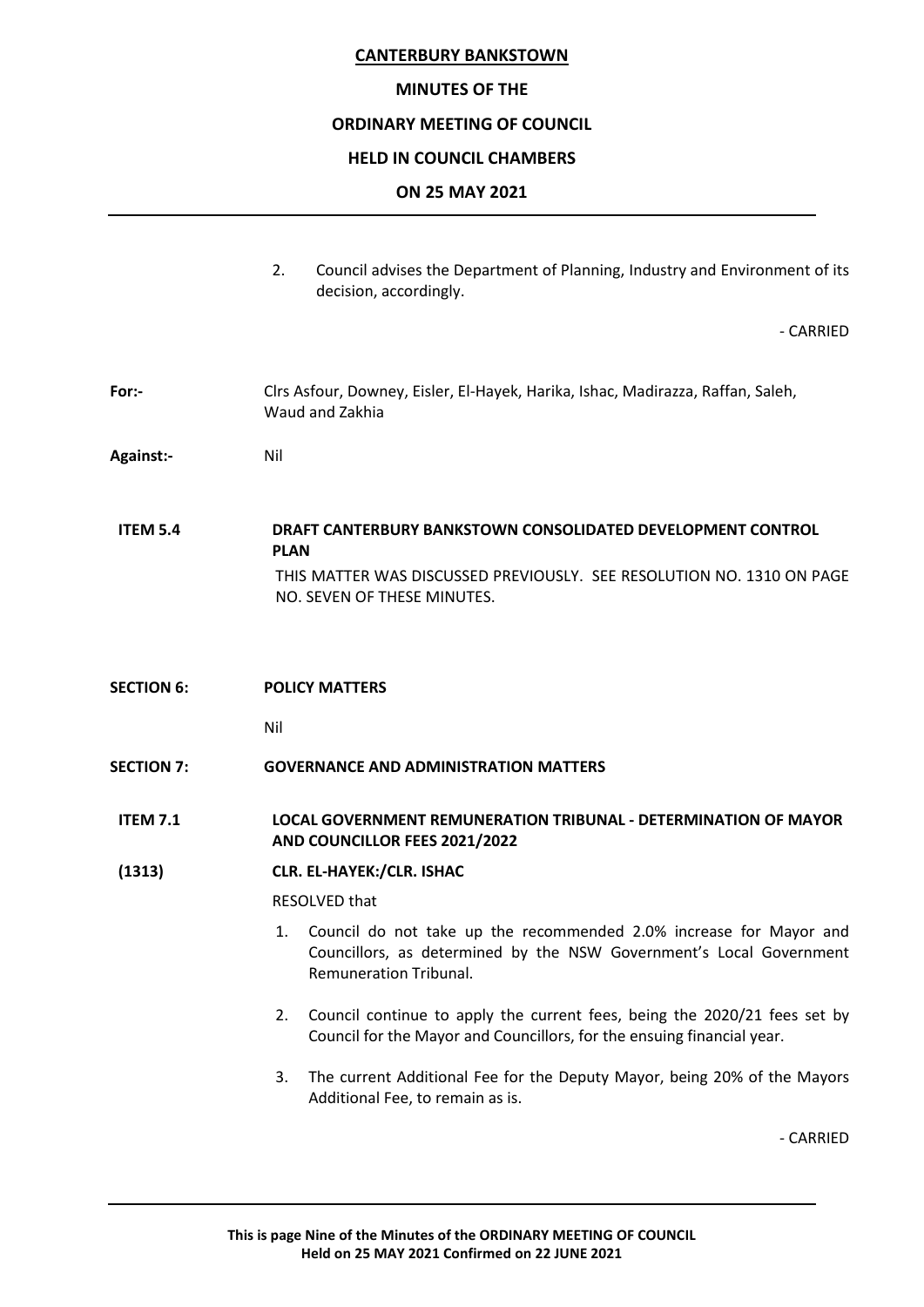2. Council advises the Department of Planning, Industry and Environment of its decision, accordingly.

- CARRIED

**For:-** Clrs Asfour, Downey, Eisler, El-Hayek, Harika, Ishac, Madirazza, Raffan, Saleh, Waud and Zakhia

**Against:-** Nil

**ITEM 5.4 DRAFT CANTERBURY BANKSTOWN CONSOLIDATED DEVELOPMENT CONTROL PLAN**

THIS MATTER WAS DISCUSSED PREVIOUSLY. SEE RESOLUTION NO. 1310 ON PAGE NO. SEVEN OF THESE MINUTES.

## SECTION 6: POLICY MATTERS

Nil

## SECTION 7: GOVERNANCE AND ADMINISTRATION MATTERS

**ITEM 7.1 LOCAL GOVERNMENT REMUNERATION TRIBUNAL - DETERMINATION OF MAYOR AND COUNCILLOR FEES 2021/2022**

**(1313) CLR. EL-HAYEK:/CLR. ISHAC**

RESOLVED that

1. Council do not take up the recommended 2.0% increase for Mayor and Councillors, as determined by the NSW Government's Local Government Remuneration Tribunal.
2. Council continue to apply the current fees, being the 2020/21 fees set by Council for the Mayor and Councillors, for the ensuing financial year.
3. The current Additional Fee for the Deputy Mayor, being 20% of the Mayors Additional Fee, to remain as is.

- CARRIED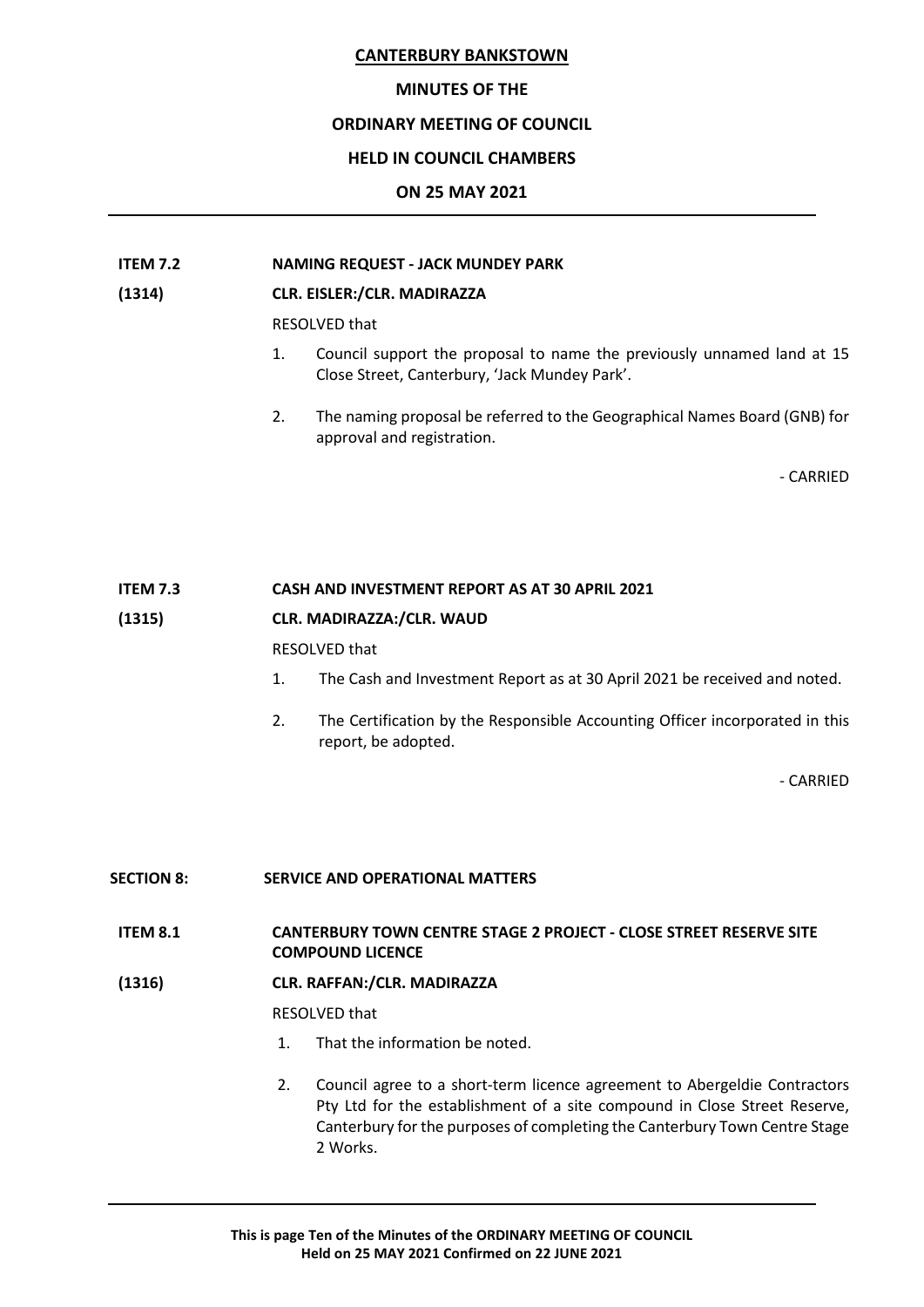**ITEM 7.2 NAMING REQUEST - JACK MUNDEY PARK**

**(1314) CLR. EISLER:/CLR. MADIRAZZA**

RESOLVED that

1. Council support the proposal to name the previously unnamed land at 15 Close Street, Canterbury, 'Jack Mundey Park'.
2. The naming proposal be referred to the Geographical Names Board (GNB) for approval and registration.

- CARRIED

**ITEM 7.3 CASH AND INVESTMENT REPORT AS AT 30 APRIL 2021**

**(1315) CLR. MADIRAZZA:/CLR. WAUD**

RESOLVED that

1. The Cash and Investment Report as at 30 April 2021 be received and noted.
2. The Certification by the Responsible Accounting Officer incorporated in this report, be adopted.

- CARRIED

## SECTION 8: SERVICE AND OPERATIONAL MATTERS

**ITEM 8.1 CANTERBURY TOWN CENTRE STAGE 2 PROJECT - CLOSE STREET RESERVE SITE COMPOUND LICENCE**

**(1316) CLR. RAFFAN:/CLR. MADIRAZZA**

RESOLVED that

1. That the information be noted.
2. Council agree to a short-term licence agreement to Abergeldie Contractors Pty Ltd for the establishment of a site compound in Close Street Reserve, Canterbury for the purposes of completing the Canterbury Town Centre Stage 2 Works.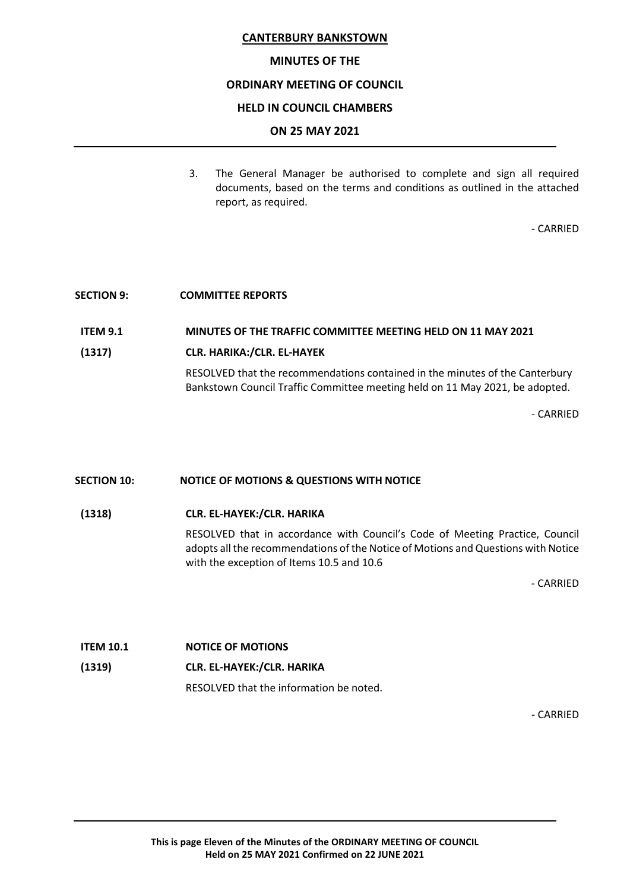3. The General Manager be authorised to complete and sign all required documents, based on the terms and conditions as outlined in the attached report, as required.

\- CARRIED

**SECTION 9: COMMITTEE REPORTS**

**ITEM 9.1 MINUTES OF THE TRAFFIC COMMITTEE MEETING HELD ON 11 MAY 2021**

**(1317) CLR. HARIKA:/CLR. EL-HAYEK**

RESOLVED that the recommendations contained in the minutes of the Canterbury Bankstown Council Traffic Committee meeting held on 11 May 2021, be adopted.

\- CARRIED

**SECTION 10: NOTICE OF MOTIONS & QUESTIONS WITH NOTICE**

**(1318) CLR. EL-HAYEK:/CLR. HARIKA**

RESOLVED that in accordance with Council's Code of Meeting Practice, Council adopts all the recommendations of the Notice of Motions and Questions with Notice with the exception of Items 10.5 and 10.6

\- CARRIED

**ITEM 10.1 NOTICE OF MOTIONS**

**(1319) CLR. EL-HAYEK:/CLR. HARIKA**

RESOLVED that the information be noted.

\- CARRIED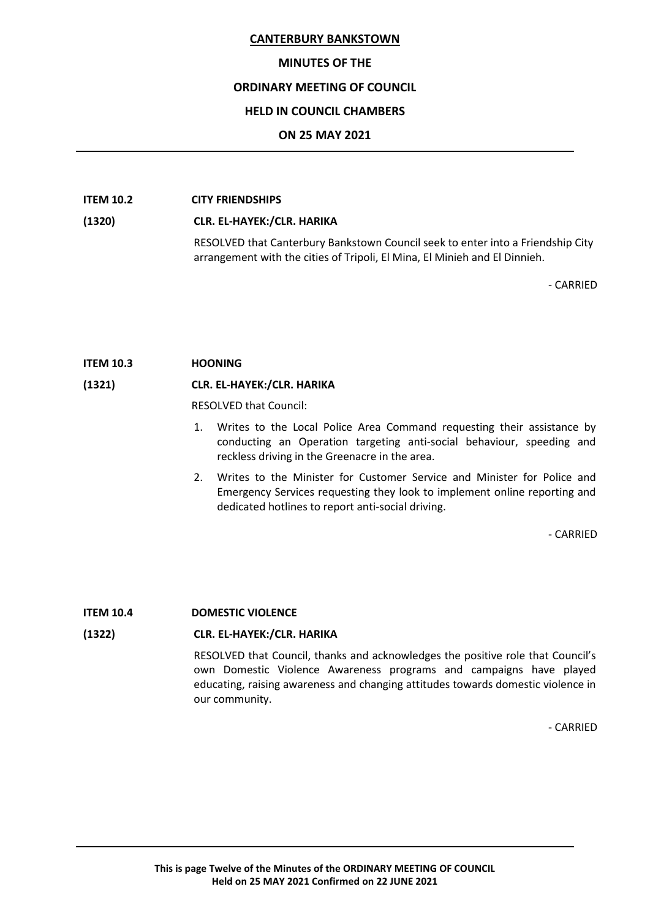**ITEM 10.2 CITY FRIENDSHIPS**

**(1320) CLR. EL-HAYEK:/CLR. HARIKA**

RESOLVED that Canterbury Bankstown Council seek to enter into a Friendship City arrangement with the cities of Tripoli, El Mina, El Minieh and El Dinnieh.

\- CARRIED

**ITEM 10.3 HOONING**

**(1321) CLR. EL-HAYEK:/CLR. HARIKA**

RESOLVED that Council:

1. Writes to the Local Police Area Command requesting their assistance by conducting an Operation targeting anti-social behaviour, speeding and reckless driving in the Greenacre in the area.
2. Writes to the Minister for Customer Service and Minister for Police and Emergency Services requesting they look to implement online reporting and dedicated hotlines to report anti-social driving.

\- CARRIED

**ITEM 10.4 DOMESTIC VIOLENCE**

**(1322) CLR. EL-HAYEK:/CLR. HARIKA**

RESOLVED that Council, thanks and acknowledges the positive role that Council's own Domestic Violence Awareness programs and campaigns have played educating, raising awareness and changing attitudes towards domestic violence in our community.

\- CARRIED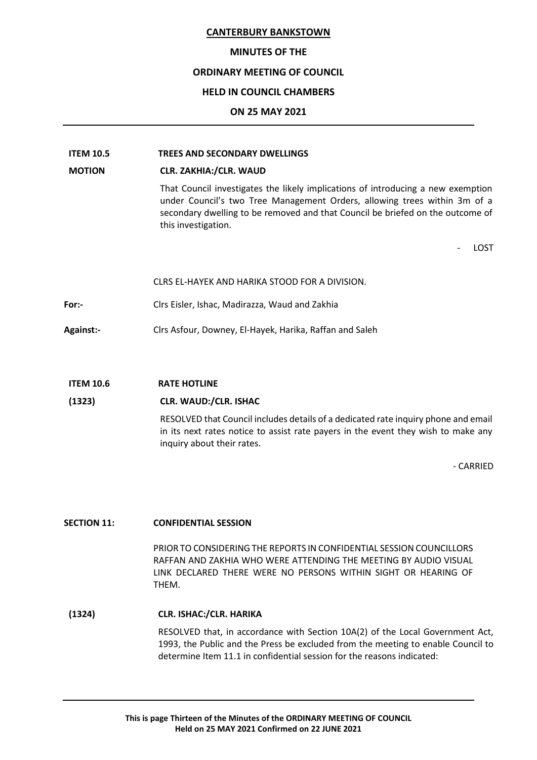**ITEM 10.5** **TREES AND SECONDARY DWELLINGS**

**MOTION** **CLR. ZAKHIA:/CLR. WAUD**

That Council investigates the likely implications of introducing a new exemption under Council's two Tree Management Orders, allowing trees within 3m of a secondary dwelling to be removed and that Council be briefed on the outcome of this investigation.

\- LOST

CLRS EL-HAYEK AND HARIKA STOOD FOR A DIVISION.

**For:-** Clrs Eisler, Ishac, Madirazza, Waud and Zakhia

**Against:-** Clrs Asfour, Downey, El-Hayek, Harika, Raffan and Saleh

**ITEM 10.6** **RATE HOTLINE**

**(1323)** **CLR. WAUD:/CLR. ISHAC**

RESOLVED that Council includes details of a dedicated rate inquiry phone and email in its next rates notice to assist rate payers in the event they wish to make any inquiry about their rates.

\- CARRIED

**SECTION 11:** **CONFIDENTIAL SESSION**

PRIOR TO CONSIDERING THE REPORTS IN CONFIDENTIAL SESSION COUNCILLORS RAFFAN AND ZAKHIA WHO WERE ATTENDING THE MEETING BY AUDIO VISUAL LINK DECLARED THERE WERE NO PERSONS WITHIN SIGHT OR HEARING OF THEM.

**(1324)** **CLR. ISHAC:/CLR. HARIKA**

RESOLVED that, in accordance with Section 10A(2) of the Local Government Act, 1993, the Public and the Press be excluded from the meeting to enable Council to determine Item 11.1 in confidential session for the reasons indicated: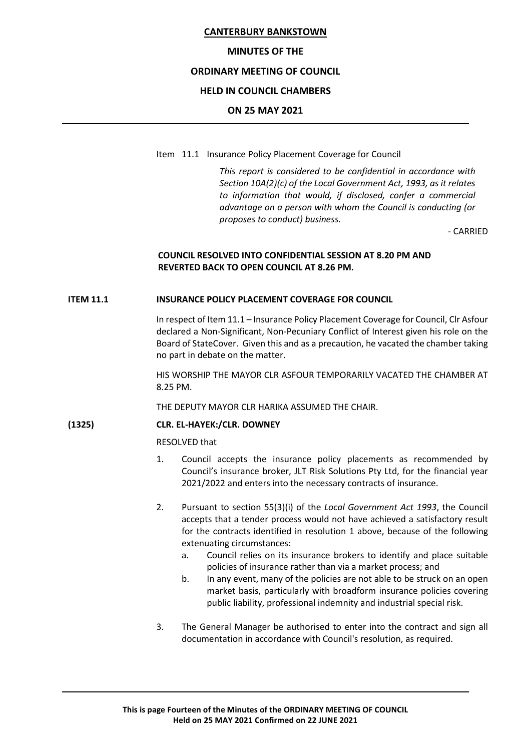Item 11.1 Insurance Policy Placement Coverage for Council

*This report is considered to be confidential in accordance with Section 10A(2)(c) of the Local Government Act, 1993, as it relates to information that would, if disclosed, confer a commercial advantage on a person with whom the Council is conducting (or proposes to conduct) business.*

- CARRIED

**COUNCIL RESOLVED INTO CONFIDENTIAL SESSION AT 8.20 PM AND REVERTED BACK TO OPEN COUNCIL AT 8.26 PM.**

**ITEM 11.1 INSURANCE POLICY PLACEMENT COVERAGE FOR COUNCIL**

In respect of Item 11.1 – Insurance Policy Placement Coverage for Council, Clr Asfour declared a Non-Significant, Non-Pecuniary Conflict of Interest given his role on the Board of StateCover. Given this and as a precaution, he vacated the chamber taking no part in debate on the matter.

HIS WORSHIP THE MAYOR CLR ASFOUR TEMPORARILY VACATED THE CHAMBER AT 8.25 PM.

THE DEPUTY MAYOR CLR HARIKA ASSUMED THE CHAIR.

**(1325) CLR. EL-HAYEK:/CLR. DOWNEY**

RESOLVED that

1. Council accepts the insurance policy placements as recommended by Council's insurance broker, JLT Risk Solutions Pty Ltd, for the financial year 2021/2022 and enters into the necessary contracts of insurance.

2. Pursuant to section 55(3)(i) of the *Local Government Act 1993*, the Council accepts that a tender process would not have achieved a satisfactory result for the contracts identified in resolution 1 above, because of the following extenuating circumstances:
   a. Council relies on its insurance brokers to identify and place suitable policies of insurance rather than via a market process; and
   b. In any event, many of the policies are not able to be struck on an open market basis, particularly with broadform insurance policies covering public liability, professional indemnity and industrial special risk.

3. The General Manager be authorised to enter into the contract and sign all documentation in accordance with Council's resolution, as required.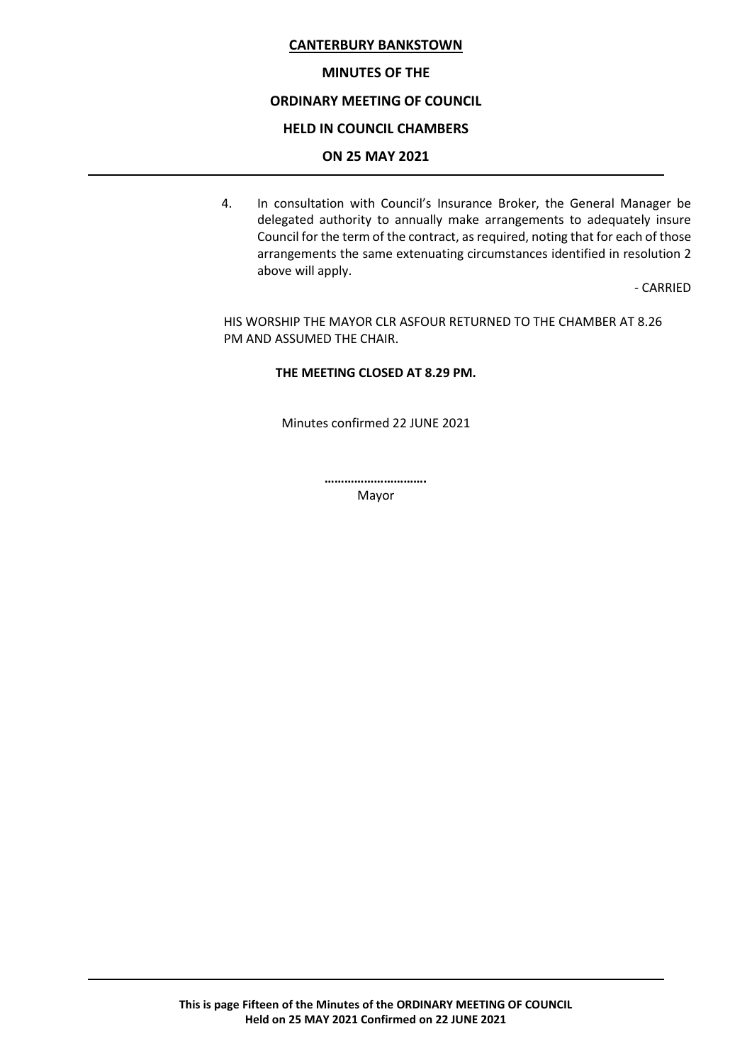4. In consultation with Council's Insurance Broker, the General Manager be delegated authority to annually make arrangements to adequately insure Council for the term of the contract, as required, noting that for each of those arrangements the same extenuating circumstances identified in resolution 2 above will apply.

- CARRIED

HIS WORSHIP THE MAYOR CLR ASFOUR RETURNED TO THE CHAMBER AT 8.26 PM AND ASSUMED THE CHAIR.

**THE MEETING CLOSED AT 8.29 PM.**

Minutes confirmed 22 JUNE 2021

**………………………….**

Mayor